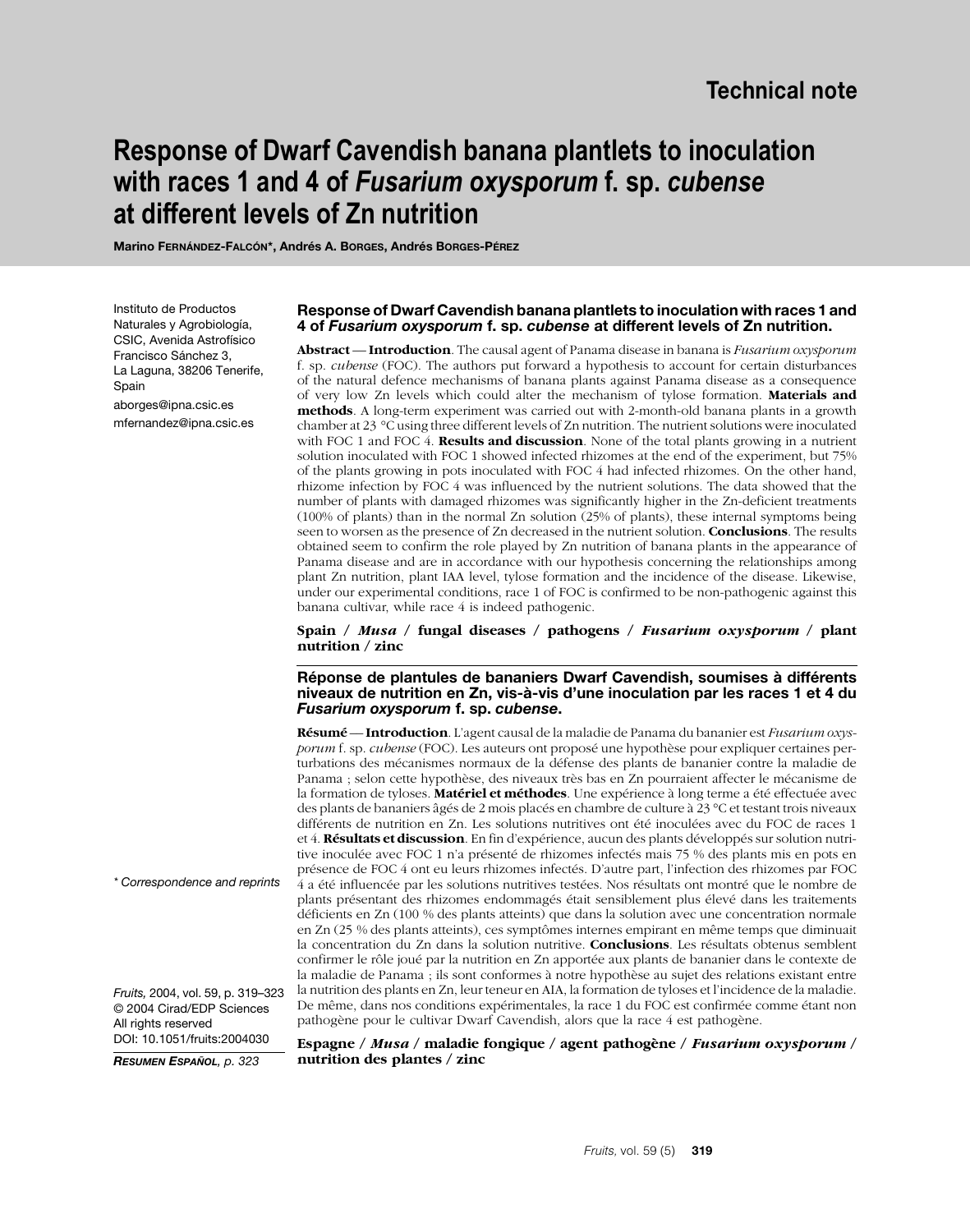Technical note

# Response of Dwarf Cavendish banana plantlets to inoculation with races 1 and 4 of *Fusarium oxysporum* f. sp. *cubense* at different levels of Zn nutrition

**Marino FERNÁNDEZ-FALCÓN\*, Andrés A. BORGES, Andrés BORGES-PÉREZ**

Instituto de Productos Naturales y Agrobiología, CSIC, Avenida Astrofísico Francisco Sánchez 3, La Laguna, 38206 Tenerife, Spain

aborges@ipna.csic.es
mfernandez@ipna.csic.es

\* Correspondence and reprints

*Fruits,* 2004, vol. 59, p. 319–323
© 2004 Cirad/EDP Sciences
All rights reserved
DOI: 10.1051/fruits:2004030

***RESUMEN ESPAÑOL**, p. 323*

### Response of Dwarf Cavendish banana plantlets to inoculation with races 1 and 4 of *Fusarium oxysporum* f. sp. *cubense* at different levels of Zn nutrition.

**Abstract** — **Introduction**. The causal agent of Panama disease in banana is *Fusarium oxysporum* f. sp. *cubense* (FOC). The authors put forward a hypothesis to account for certain disturbances of the natural defence mechanisms of banana plants against Panama disease as a consequence of very low Zn levels which could alter the mechanism of tylose formation. **Materials and methods**. A long-term experiment was carried out with 2-month-old banana plants in a growth chamber at 23 °C using three different levels of Zn nutrition. The nutrient solutions were inoculated with FOC 1 and FOC 4. **Results and discussion**. None of the total plants growing in a nutrient solution inoculated with FOC 1 showed infected rhizomes at the end of the experiment, but 75% of the plants growing in pots inoculated with FOC 4 had infected rhizomes. On the other hand, rhizome infection by FOC 4 was influenced by the nutrient solutions. The data showed that the number of plants with damaged rhizomes was significantly higher in the Zn-deficient treatments (100% of plants) than in the normal Zn solution (25% of plants), these internal symptoms being seen to worsen as the presence of Zn decreased in the nutrient solution. **Conclusions**. The results obtained seem to confirm the role played by Zn nutrition of banana plants in the appearance of Panama disease and are in accordance with our hypothesis concerning the relationships among plant Zn nutrition, plant IAA level, tylose formation and the incidence of the disease. Likewise, under our experimental conditions, race 1 of FOC is confirmed to be non-pathogenic against this banana cultivar, while race 4 is indeed pathogenic.

**Spain / *Musa* / fungal diseases / pathogens / *Fusarium oxysporum* / plant nutrition / zinc**

### Réponse de plantules de bananiers Dwarf Cavendish, soumises à différents niveaux de nutrition en Zn, vis-à-vis d'une inoculation par les races 1 et 4 du *Fusarium oxysporum* f. sp. *cubense*.

**Résumé** — **Introduction**. L'agent causal de la maladie de Panama du bananier est *Fusarium oxysporum* f. sp. *cubense* (FOC). Les auteurs ont proposé une hypothèse pour expliquer certaines perturbations des mécanismes normaux de la défense des plants de bananier contre la maladie de Panama ; selon cette hypothèse, des niveaux très bas en Zn pourraient affecter le mécanisme de la formation de tyloses. **Matériel et méthodes**. Une expérience à long terme a été effectuée avec des plants de bananiers âgés de 2 mois placés en chambre de culture à 23 °C et testant trois niveaux différents de nutrition en Zn. Les solutions nutritives ont été inoculées avec du FOC de races 1 et 4. **Résultats et discussion**. En fin d'expérience, aucun des plants développés sur solution nutritive inoculée avec FOC 1 n'a présenté de rhizomes infectés mais 75 % des plants mis en pots en présence de FOC 4 ont eu leurs rhizomes infectés. D'autre part, l'infection des rhizomes par FOC 4 a été influencée par les solutions nutritives testées. Nos résultats ont montré que le nombre de plants présentant des rhizomes endommagés était sensiblement plus élevé dans les traitements déficients en Zn (100 % des plants atteints) que dans la solution avec une concentration normale en Zn (25 % des plants atteints), ces symptômes internes empirant en même temps que diminuait la concentration du Zn dans la solution nutritive. **Conclusions**. Les résultats obtenus semblent confirmer le rôle joué par la nutrition en Zn apportée aux plants de bananier dans le contexte de la maladie de Panama ; ils sont conformes à notre hypothèse au sujet des relations existant entre la nutrition des plants en Zn, leur teneur en AIA, la formation de tyloses et l'incidence de la maladie. De même, dans nos conditions expérimentales, la race 1 du FOC est confirmée comme étant non pathogène pour le cultivar Dwarf Cavendish, alors que la race 4 est pathogène.

**Espagne / *Musa* / maladie fongique / agent pathogène / *Fusarium oxysporum* / nutrition des plantes / zinc**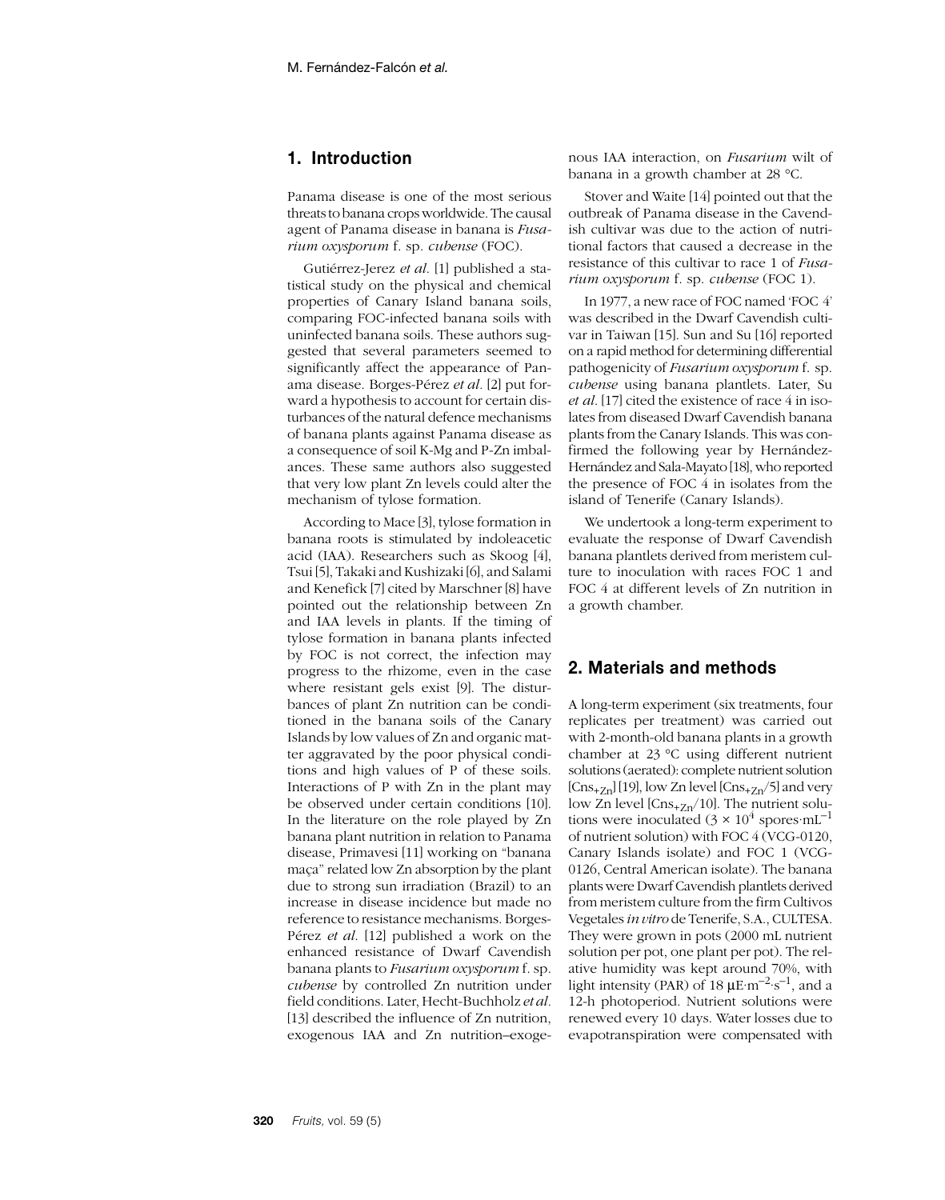## 1. Introduction

Panama disease is one of the most serious threats to banana crops worldwide. The causal agent of Panama disease in banana is *Fusarium oxysporum* f. sp. *cubense* (FOC).

Gutiérrez-Jerez *et al.* [1] published a statistical study on the physical and chemical properties of Canary Island banana soils, comparing FOC-infected banana soils with uninfected banana soils. These authors suggested that several parameters seemed to significantly affect the appearance of Panama disease. Borges-Pérez *et al.* [2] put forward a hypothesis to account for certain disturbances of the natural defence mechanisms of banana plants against Panama disease as a consequence of soil K-Mg and P-Zn imbalances. These same authors also suggested that very low plant Zn levels could alter the mechanism of tylose formation.

According to Mace [3], tylose formation in banana roots is stimulated by indoleacetic acid (IAA). Researchers such as Skoog [4], Tsui [5], Takaki and Kushizaki [6], and Salami and Kenefick [7] cited by Marschner [8] have pointed out the relationship between Zn and IAA levels in plants. If the timing of tylose formation in banana plants infected by FOC is not correct, the infection may progress to the rhizome, even in the case where resistant gels exist [9]. The disturbances of plant Zn nutrition can be conditioned in the banana soils of the Canary Islands by low values of Zn and organic matter aggravated by the poor physical conditions and high values of P of these soils. Interactions of P with Zn in the plant may be observed under certain conditions [10]. In the literature on the role played by Zn banana plant nutrition in relation to Panama disease, Primavesi [11] working on "banana maça" related low Zn absorption by the plant due to strong sun irradiation (Brazil) to an increase in disease incidence but made no reference to resistance mechanisms. Borges-Pérez *et al.* [12] published a work on the enhanced resistance of Dwarf Cavendish banana plants to *Fusarium oxysporum* f. sp. *cubense* by controlled Zn nutrition under field conditions. Later, Hecht-Buchholz *et al.* [13] described the influence of Zn nutrition, exogenous IAA and Zn nutrition–exogenous IAA interaction, on *Fusarium* wilt of banana in a growth chamber at 28 °C.

Stover and Waite [14] pointed out that the outbreak of Panama disease in the Cavendish cultivar was due to the action of nutritional factors that caused a decrease in the resistance of this cultivar to race 1 of *Fusarium oxysporum* f. sp. *cubense* (FOC 1).

In 1977, a new race of FOC named 'FOC 4' was described in the Dwarf Cavendish cultivar in Taiwan [15]. Sun and Su [16] reported on a rapid method for determining differential pathogenicity of *Fusarium oxysporum* f. sp. *cubense* using banana plantlets. Later, Su *et al.* [17] cited the existence of race 4 in isolates from diseased Dwarf Cavendish banana plants from the Canary Islands. This was confirmed the following year by Hernández-Hernández and Sala-Mayato [18], who reported the presence of FOC 4 in isolates from the island of Tenerife (Canary Islands).

We undertook a long-term experiment to evaluate the response of Dwarf Cavendish banana plantlets derived from meristem culture to inoculation with races FOC 1 and FOC 4 at different levels of Zn nutrition in a growth chamber.

## 2. Materials and methods

A long-term experiment (six treatments, four replicates per treatment) was carried out with 2-month-old banana plants in a growth chamber at 23 °C using different nutrient solutions (aerated): complete nutrient solution [$Cns_{+Zn}$] [19], low Zn level [$Cns_{+Zn}/5$] and very low Zn level [$Cns_{+Zn}/10$]. The nutrient solutions were inoculated ($3 \times 10^4$ spores·mL$^{-1}$ of nutrient solution) with FOC 4 (VCG-0120, Canary Islands isolate) and FOC 1 (VCG-0126, Central American isolate). The banana plants were Dwarf Cavendish plantlets derived from meristem culture from the firm Cultivos Vegetales *in vitro* de Tenerife, S.A., CULTESA. They were grown in pots (2000 mL nutrient solution per pot, one plant per pot). The relative humidity was kept around 70%, with light intensity (PAR) of 18 μE·m$^{-2}$·s$^{-1}$, and a 12-h photoperiod. Nutrient solutions were renewed every 10 days. Water losses due to evapotranspiration were compensated with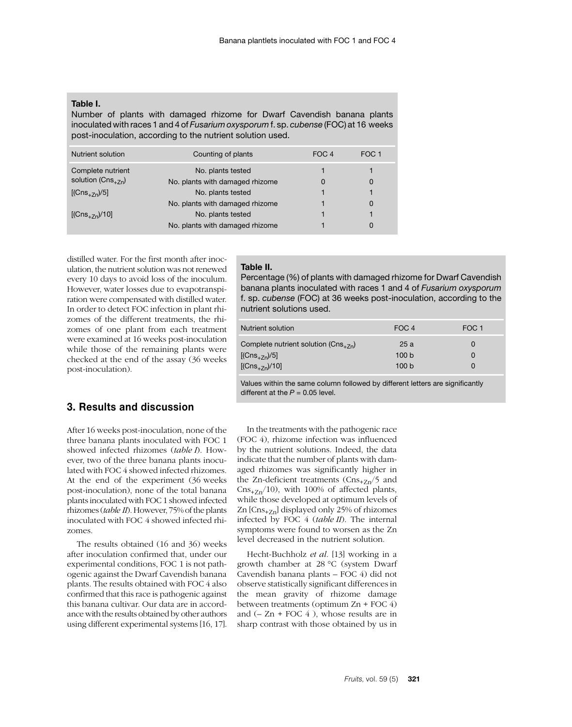**Table I.**
Number of plants with damaged rhizome for Dwarf Cavendish banana plants inoculated with races 1 and 4 of *Fusarium oxysporum* f. sp. *cubense* (FOC) at 16 weeks post-inoculation, according to the nutrient solution used.

| Nutrient solution | Counting of plants | FOC 4 | FOC 1 |
|---|---|---|---|
| Complete nutrient solution ($Cns_{+Zn}$) | No. plants tested | 1 | 1 |
| | No. plants with damaged rhizome | 0 | 0 |
| $[(Cns_{+Zn})/5]$ | No. plants tested | 1 | 1 |
| | No. plants with damaged rhizome | 1 | 0 |
| $[(Cns_{+Zn})/10]$ | No. plants tested | 1 | 1 |
| | No. plants with damaged rhizome | 1 | 0 |

distilled water. For the first month after inoculation, the nutrient solution was not renewed every 10 days to avoid loss of the inoculum. However, water losses due to evapotranspiration were compensated with distilled water. In order to detect FOC infection in plant rhizomes of the different treatments, the rhizomes of one plant from each treatment were examined at 16 weeks post-inoculation while those of the remaining plants were checked at the end of the assay (36 weeks post-inoculation).

**Table II.**
Percentage (%) of plants with damaged rhizome for Dwarf Cavendish banana plants inoculated with races 1 and 4 of *Fusarium oxysporum* f. sp. *cubense* (FOC) at 36 weeks post-inoculation, according to the nutrient solutions used.

| Nutrient solution | FOC 4 | FOC 1 |
|---|---|---|
| Complete nutrient solution ($Cns_{+Zn}$) | 25 a | 0 |
| $[(Cns_{+Zn})/5]$ | 100 b | 0 |
| $[(Cns_{+Zn})/10]$ | 100 b | 0 |

Values within the same column followed by different letters are significantly different at the $P = 0.05$ level.

## 3. Results and discussion

After 16 weeks post-inoculation, none of the three banana plants inoculated with FOC 1 showed infected rhizomes (*table I*). However, two of the three banana plants inoculated with FOC 4 showed infected rhizomes. At the end of the experiment (36 weeks post-inoculation), none of the total banana plants inoculated with FOC 1 showed infected rhizomes (*table II*). However, 75% of the plants inoculated with FOC 4 showed infected rhizomes.

The results obtained (16 and 36) weeks after inoculation confirmed that, under our experimental conditions, FOC 1 is not pathogenic against the Dwarf Cavendish banana plants. The results obtained with FOC 4 also confirmed that this race is pathogenic against this banana cultivar. Our data are in accordance with the results obtained by other authors using different experimental systems [16, 17].

In the treatments with the pathogenic race (FOC 4), rhizome infection was influenced by the nutrient solutions. Indeed, the data indicate that the number of plants with damaged rhizomes was significantly higher in the Zn-deficient treatments ($Cns_{+Zn}/5$ and $Cns_{+Zn}/10$), with 100% of affected plants, while those developed at optimum levels of Zn [$Cns_{+Zn}$] displayed only 25% of rhizomes infected by FOC 4 (*table II*). The internal symptoms were found to worsen as the Zn level decreased in the nutrient solution.

Hecht-Buchholz *et al*. [13] working in a growth chamber at 28 °C (system Dwarf Cavendish banana plants – FOC 4) did not observe statistically significant differences in the mean gravity of rhizome damage between treatments (optimum Zn + FOC 4) and (– Zn + FOC 4 ), whose results are in sharp contrast with those obtained by us in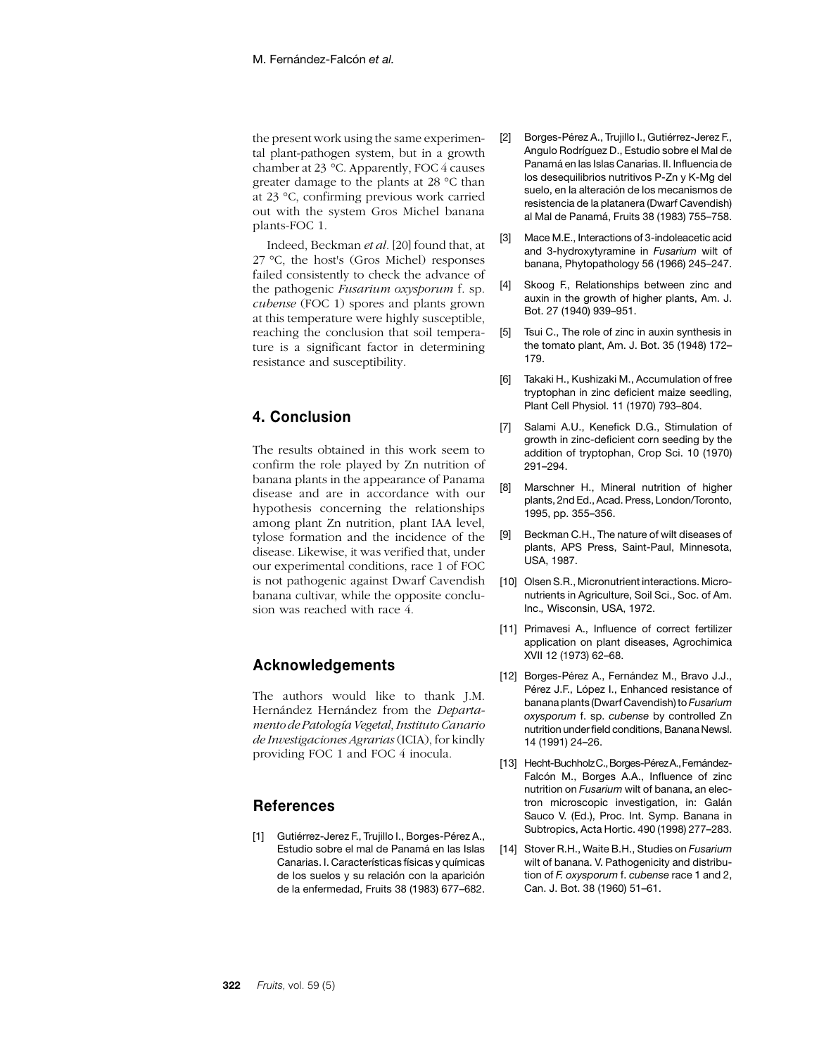the present work using the same experimental plant-pathogen system, but in a growth chamber at 23 °C. Apparently, FOC 4 causes greater damage to the plants at 28 °C than at 23 °C, confirming previous work carried out with the system Gros Michel banana plants-FOC 1.

Indeed, Beckman *et al.* [20] found that, at 27 °C, the host's (Gros Michel) responses failed consistently to check the advance of the pathogenic *Fusarium oxysporum* f. sp. *cubense* (FOC 1) spores and plants grown at this temperature were highly susceptible, reaching the conclusion that soil temperature is a significant factor in determining resistance and susceptibility.

## 4. Conclusion

The results obtained in this work seem to confirm the role played by Zn nutrition of banana plants in the appearance of Panama disease and are in accordance with our hypothesis concerning the relationships among plant Zn nutrition, plant IAA level, tylose formation and the incidence of the disease. Likewise, it was verified that, under our experimental conditions, race 1 of FOC is not pathogenic against Dwarf Cavendish banana cultivar, while the opposite conclusion was reached with race 4.

## Acknowledgements

The authors would like to thank J.M. Hernández Hernández from the *Departamento de Patología Vegetal, Instituto Canario de Investigaciones Agrarias* (ICIA), for kindly providing FOC 1 and FOC 4 inocula.

## References

[1] Gutiérrez-Jerez F., Trujillo I., Borges-Pérez A., Estudio sobre el mal de Panamá en las Islas Canarias. I. Características físicas y químicas de los suelos y su relación con la aparición de la enfermedad, Fruits 38 (1983) 677–682.

[2] Borges-Pérez A., Trujillo I., Gutiérrez-Jerez F., Angulo Rodríguez D., Estudio sobre el Mal de Panamá en las Islas Canarias. II. Influencia de los desequilibrios nutritivos P-Zn y K-Mg del suelo, en la alteración de los mecanismos de resistencia de la platanera (Dwarf Cavendish) al Mal de Panamá, Fruits 38 (1983) 755–758.

[3] Mace M.E., Interactions of 3-indoleacetic acid and 3-hydroxytyramine in *Fusarium* wilt of banana, Phytopathology 56 (1966) 245–247.

[4] Skoog F., Relationships between zinc and auxin in the growth of higher plants, Am. J. Bot. 27 (1940) 939–951.

[5] Tsui C., The role of zinc in auxin synthesis in the tomato plant, Am. J. Bot. 35 (1948) 172–179.

[6] Takaki H., Kushizaki M., Accumulation of free tryptophan in zinc deficient maize seedling, Plant Cell Physiol. 11 (1970) 793–804.

[7] Salami A.U., Kenefick D.G., Stimulation of growth in zinc-deficient corn seeding by the addition of tryptophan, Crop Sci. 10 (1970) 291–294.

[8] Marschner H., Mineral nutrition of higher plants, 2nd Ed., Acad. Press, London/Toronto, 1995, pp. 355–356.

[9] Beckman C.H., The nature of wilt diseases of plants, APS Press, Saint-Paul, Minnesota, USA, 1987.

[10] Olsen S.R., Micronutrient interactions. Micronutrients in Agriculture, Soil Sci., Soc. of Am. Inc., Wisconsin, USA, 1972.

[11] Primavesi A., Influence of correct fertilizer application on plant diseases, Agrochimica XVII 12 (1973) 62–68.

[12] Borges-Pérez A., Fernández M., Bravo J.J., Pérez J.F., López I., Enhanced resistance of banana plants (Dwarf Cavendish) to *Fusarium oxysporum* f. sp. *cubense* by controlled Zn nutrition under field conditions, Banana Newsl. 14 (1991) 24–26.

[13] Hecht-Buchholz C., Borges-Pérez A., Fernández-Falcón M., Borges A.A., Influence of zinc nutrition on *Fusarium* wilt of banana, an electron microscopic investigation, in: Galán Sauco V. (Ed.), Proc. Int. Symp. Banana in Subtropics, Acta Hortic. 490 (1998) 277–283.

[14] Stover R.H., Waite B.H., Studies on *Fusarium* wilt of banana. V. Pathogenicity and distribution of *F. oxysporum* f. *cubense* race 1 and 2, Can. J. Bot. 38 (1960) 51–61.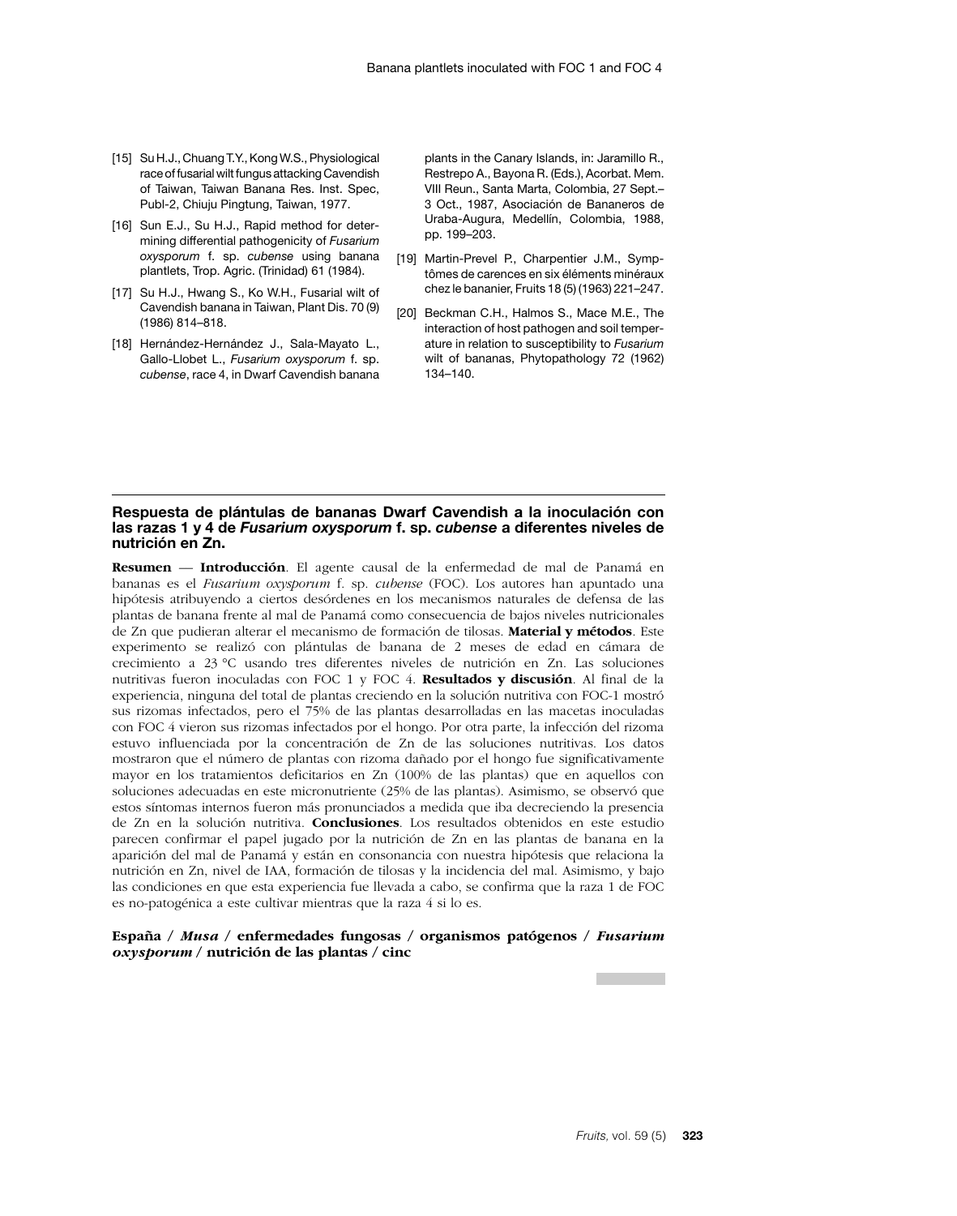[15] Su H.J., Chuang T.Y., Kong W.S., Physiological race of fusarial wilt fungus attacking Cavendish of Taiwan, Taiwan Banana Res. Inst. Spec, Publ-2, Chiuju Pingtung, Taiwan, 1977.

[16] Sun E.J., Su H.J., Rapid method for determining differential pathogenicity of *Fusarium oxysporum* f. sp. *cubense* using banana plantlets, Trop. Agric. (Trinidad) 61 (1984).

[17] Su H.J., Hwang S., Ko W.H., Fusarial wilt of Cavendish banana in Taiwan, Plant Dis. 70 (9) (1986) 814–818.

[18] Hernández-Hernández J., Sala-Mayato L., Gallo-Llobet L., *Fusarium oxysporum* f. sp. *cubense*, race 4, in Dwarf Cavendish banana plants in the Canary Islands, in: Jaramillo R., Restrepo A., Bayona R. (Eds.), Acorbat. Mem. VIII Reun., Santa Marta, Colombia, 27 Sept.–3 Oct., 1987, Asociación de Bananeros de Uraba-Augura, Medellín, Colombia, 1988, pp. 199–203.

[19] Martin-Prevel P., Charpentier J.M., Symptômes de carences en six éléments minéraux chez le bananier, Fruits 18 (5) (1963) 221–247.

[20] Beckman C.H., Halmos S., Mace M.E., The interaction of host pathogen and soil temperature in relation to susceptibility to *Fusarium* wilt of bananas, Phytopathology 72 (1962) 134–140.

## Respuesta de plántulas de bananas Dwarf Cavendish a la inoculación con las razas 1 y 4 de *Fusarium oxysporum* f. sp. *cubense* a diferentes niveles de nutrición en Zn.

**Resumen** — **Introducción**. El agente causal de la enfermedad de mal de Panamá en bananas es el *Fusarium oxysporum* f. sp. *cubense* (FOC). Los autores han apuntado una hipótesis atribuyendo a ciertos desórdenes en los mecanismos naturales de defensa de las plantas de banana frente al mal de Panamá como consecuencia de bajos niveles nutricionales de Zn que pudieran alterar el mecanismo de formación de tilosas. **Material y métodos**. Este experimento se realizó con plántulas de banana de 2 meses de edad en cámara de crecimiento a 23 °C usando tres diferentes niveles de nutrición en Zn. Las soluciones nutritivas fueron inoculadas con FOC 1 y FOC 4. **Resultados y discusión**. Al final de la experiencia, ninguna del total de plantas creciendo en la solución nutritiva con FOC-1 mostró sus rizomas infectados, pero el 75% de las plantas desarrolladas en las macetas inoculadas con FOC 4 vieron sus rizomas infectados por el hongo. Por otra parte, la infección del rizoma estuvo influenciada por la concentración de Zn de las soluciones nutritivas. Los datos mostraron que el número de plantas con rizoma dañado por el hongo fue significativamente mayor en los tratamientos deficitarios en Zn (100% de las plantas) que en aquellos con soluciones adecuadas en este micronutriente (25% de las plantas). Asimismo, se observó que estos síntomas internos fueron más pronunciados a medida que iba decreciendo la presencia de Zn en la solución nutritiva. **Conclusiones**. Los resultados obtenidos en este estudio parecen confirmar el papel jugado por la nutrición de Zn en las plantas de banana en la aparición del mal de Panamá y están en consonancia con nuestra hipótesis que relaciona la nutrición en Zn, nivel de IAA, formación de tilosas y la incidencia del mal. Asimismo, y bajo las condiciones en que esta experiencia fue llevada a cabo, se confirma que la raza 1 de FOC es no-patogénica a este cultivar mientras que la raza 4 si lo es.

**España / *Musa* / enfermedades fungosas / organismos patógenos / *Fusarium oxysporum* / nutrición de las plantas / cinc**